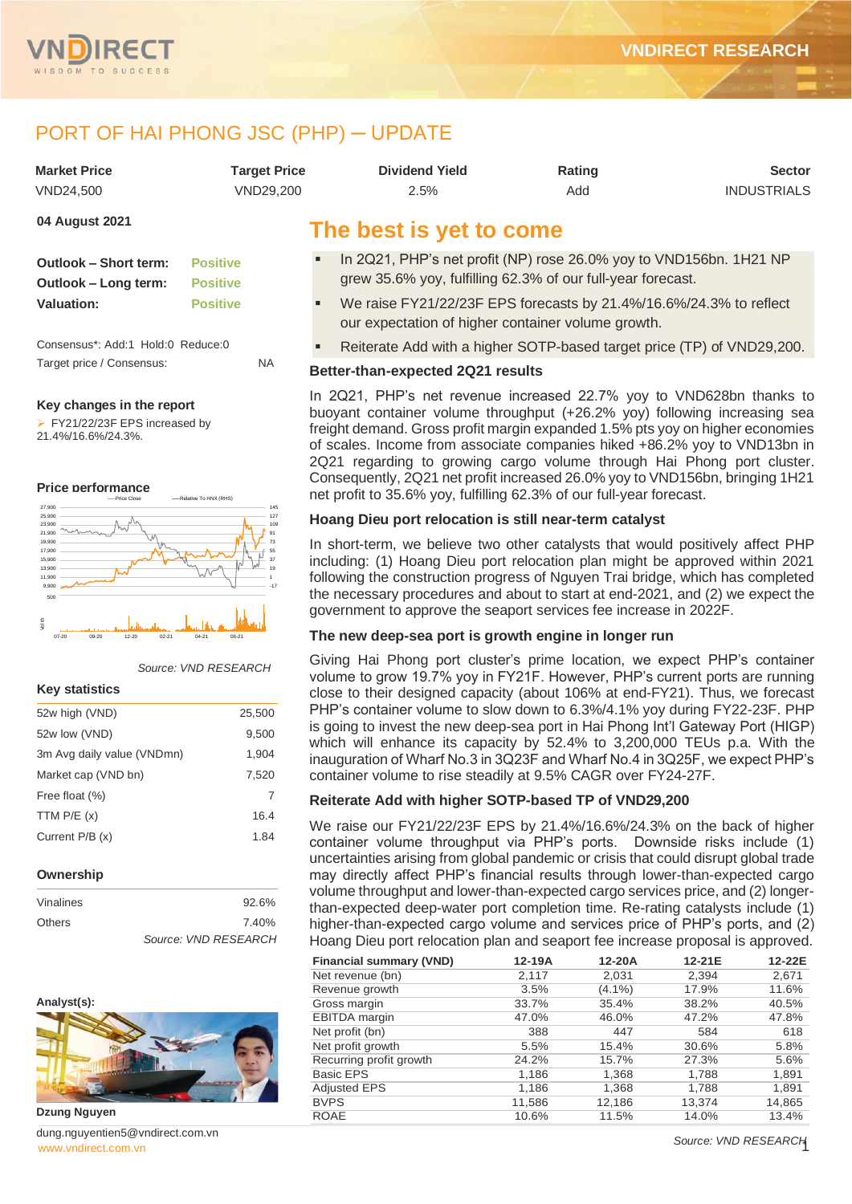# PORT OF HAI PHONG JSC (PHP) – UPDATE

| Market Price | Target Price | Dividend Yield | Rating | Sector |
|---|---|---|---|---|
| VND24,500 | VND29,200 | 2.5% | Add | INDUSTRIALS |

**04 August 2021**

| | |
|---|---|
| **Outlook – Short term:** | Positive |
| **Outlook – Long term:** | Positive |
| **Valuation:** | Positive |

Consensus*: Add:1 Hold:0 Reduce:0

Target price / Consensus: NA

**Key changes in the report**

- FY21/22/23F EPS increased by 21.4%/16.6%/24.3%.

**Price performance**

*Source: VND RESEARCH*

**Key statistics**

| | |
|---|---|
| 52w high (VND) | 25,500 |
| 52w low (VND) | 9,500 |
| 3m Avg daily value (VNDmn) | 1,904 |
| Market cap (VND bn) | 7,520 |
| Free float (%) | 7 |
| TTM P/E (x) | 16.4 |
| Current P/B (x) | 1.84 |

**Ownership**

| | |
|---|---|
| Vinalines | 92.6% |
| Others | 7.40% |

*Source: VND RESEARCH*

**Analyst(s):**

**Dzung Nguyen**

dung.nguyentien5@vndirect.com.vn

## The best is yet to come

- In 2Q21, PHP's net profit (NP) rose 26.0% yoy to VND156bn. 1H21 NP grew 35.6% yoy, fulfilling 62.3% of our full-year forecast.
- We raise FY21/22/23F EPS forecasts by 21.4%/16.6%/24.3% to reflect our expectation of higher container volume growth.
- Reiterate Add with a higher SOTP-based target price (TP) of VND29,200.

### Better-than-expected 2Q21 results

In 2Q21, PHP's net revenue increased 22.7% yoy to VND628bn thanks to buoyant container volume throughput (+26.2% yoy) following increasing sea freight demand. Gross profit margin expanded 1.5% pts yoy on higher economies of scales. Income from associate companies hiked +86.2% yoy to VND13bn in 2Q21 regarding to growing cargo volume through Hai Phong port cluster. Consequently, 2Q21 net profit increased 26.0% yoy to VND156bn, bringing 1H21 net profit to 35.6% yoy, fulfilling 62.3% of our full-year forecast.

### Hoang Dieu port relocation is still near-term catalyst

In short-term, we believe two other catalysts that would positively affect PHP including: (1) Hoang Dieu port relocation plan might be approved within 2021 following the construction progress of Nguyen Trai bridge, which has completed the necessary procedures and about to start at end-2021, and (2) we expect the government to approve the seaport services fee increase in 2022F.

### The new deep-sea port is growth engine in longer run

Giving Hai Phong port cluster's prime location, we expect PHP's container volume to grow 19.7% yoy in FY21F. However, PHP's current ports are running close to their designed capacity (about 106% at end-FY21). Thus, we forecast PHP's container volume to slow down to 6.3%/4.1% yoy during FY22-23F. PHP is going to invest the new deep-sea port in Hai Phong Int'l Gateway Port (HIGP) which will enhance its capacity by 52.4% to 3,200,000 TEUs p.a. With the inauguration of Wharf No.3 in 3Q23F and Wharf No.4 in 3Q25F, we expect PHP's container volume to rise steadily at 9.5% CAGR over FY24-27F.

### Reiterate Add with higher SOTP-based TP of VND29,200

We raise our FY21/22/23F EPS by 21.4%/16.6%/24.3% on the back of higher container volume throughput via PHP's ports. Downside risks include (1) uncertainties arising from global pandemic or crisis that could disrupt global trade may directly affect PHP's financial results through lower-than-expected cargo volume throughput and lower-than-expected cargo services price, and (2) longer-than-expected deep-water port completion time. Re-rating catalysts include (1) higher-than-expected cargo volume and services price of PHP's ports, and (2) Hoang Dieu port relocation plan and seaport fee increase proposal is approved.

| Financial summary (VND) | 12-19A | 12-20A | 12-21E | 12-22E |
|---|---|---|---|---|
| Net revenue (bn) | 2,117 | 2,031 | 2,394 | 2,671 |
| Revenue growth | 3.5% | (4.1%) | 17.9% | 11.6% |
| Gross margin | 33.7% | 35.4% | 38.2% | 40.5% |
| EBITDA margin | 47.0% | 46.0% | 47.2% | 47.8% |
| Net profit (bn) | 388 | 447 | 584 | 618 |
| Net profit growth | 5.5% | 15.4% | 30.6% | 5.8% |
| Recurring profit growth | 24.2% | 15.7% | 27.3% | 5.6% |
| Basic EPS | 1,186 | 1,368 | 1,788 | 1,891 |
| Adjusted EPS | 1,186 | 1,368 | 1,788 | 1,891 |
| BVPS | 11,586 | 12,186 | 13,374 | 14,865 |
| ROAE | 10.6% | 11.5% | 14.0% | 13.4% |

*Source: VND RESEARCH*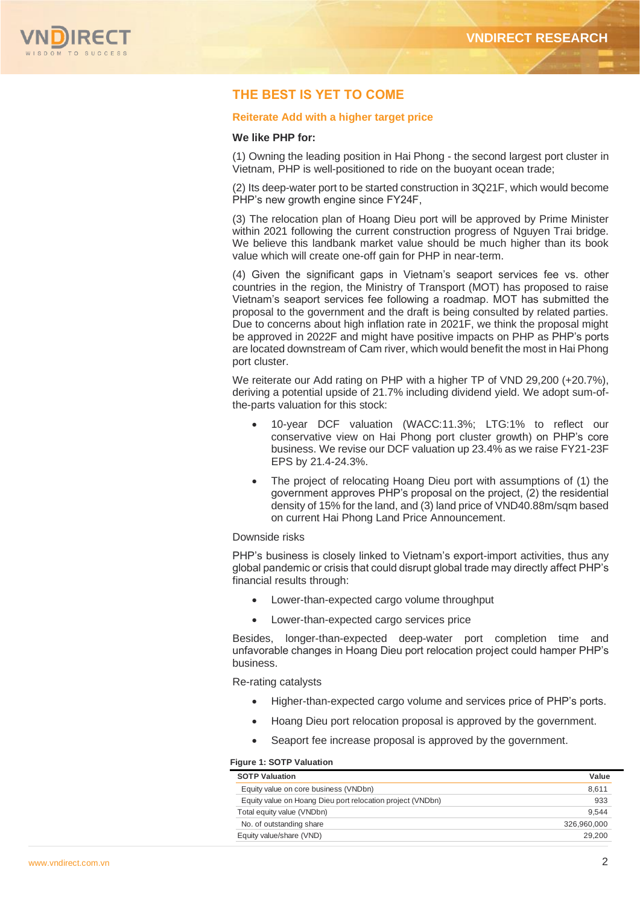## THE BEST IS YET TO COME

### Reiterate Add with a higher target price

**We like PHP for:**

(1) Owning the leading position in Hai Phong - the second largest port cluster in Vietnam, PHP is well-positioned to ride on the buoyant ocean trade;

(2) Its deep-water port to be started construction in 3Q21F, which would become PHP's new growth engine since FY24F,

(3) The relocation plan of Hoang Dieu port will be approved by Prime Minister within 2021 following the current construction progress of Nguyen Trai bridge. We believe this landbank market value should be much higher than its book value which will create one-off gain for PHP in near-term.

(4) Given the significant gaps in Vietnam's seaport services fee vs. other countries in the region, the Ministry of Transport (MOT) has proposed to raise Vietnam's seaport services fee following a roadmap. MOT has submitted the proposal to the government and the draft is being consulted by related parties. Due to concerns about high inflation rate in 2021F, we think the proposal might be approved in 2022F and might have positive impacts on PHP as PHP's ports are located downstream of Cam river, which would benefit the most in Hai Phong port cluster.

We reiterate our Add rating on PHP with a higher TP of VND 29,200 (+20.7%), deriving a potential upside of 21.7% including dividend yield. We adopt sum-of-the-parts valuation for this stock:

- 10-year DCF valuation (WACC:11.3%; LTG:1% to reflect our conservative view on Hai Phong port cluster growth) on PHP's core business. We revise our DCF valuation up 23.4% as we raise FY21-23F EPS by 21.4-24.3%.
- The project of relocating Hoang Dieu port with assumptions of (1) the government approves PHP's proposal on the project, (2) the residential density of 15% for the land, and (3) land price of VND40.88m/sqm based on current Hai Phong Land Price Announcement.

Downside risks

PHP's business is closely linked to Vietnam's export-import activities, thus any global pandemic or crisis that could disrupt global trade may directly affect PHP's financial results through:

- Lower-than-expected cargo volume throughput
- Lower-than-expected cargo services price

Besides, longer-than-expected deep-water port completion time and unfavorable changes in Hoang Dieu port relocation project could hamper PHP's business.

Re-rating catalysts

- Higher-than-expected cargo volume and services price of PHP's ports.
- Hoang Dieu port relocation proposal is approved by the government.
- Seaport fee increase proposal is approved by the government.

**Figure 1: SOTP Valuation**

| SOTP Valuation | Value |
|---|---|
| Equity value on core business (VNDbn) | 8,611 |
| Equity value on Hoang Dieu port relocation project (VNDbn) | 933 |
| Total equity value (VNDbn) | 9,544 |
| No. of outstanding share | 326,960,000 |
| Equity value/share (VND) | 29,200 |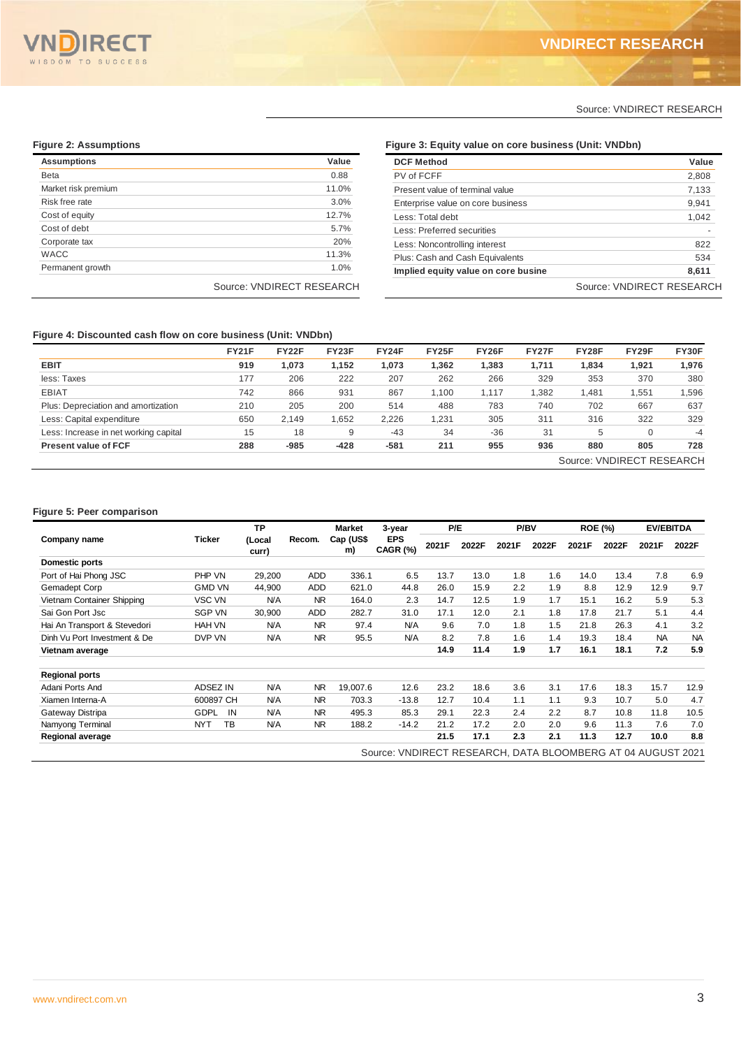Source: VNDIRECT RESEARCH

**Figure 2: Assumptions**

| Assumptions | Value |
|---|---|
| Beta | 0.88 |
| Market risk premium | 11.0% |
| Risk free rate | 3.0% |
| Cost of equity | 12.7% |
| Cost of debt | 5.7% |
| Corporate tax | 20% |
| WACC | 11.3% |
| Permanent growth | 1.0% |

Source: VNDIRECT RESEARCH

**Figure 3: Equity value on core business (Unit: VNDbn)**

| DCF Method | Value |
|---|---|
| PV of FCFF | 2,808 |
| Present value of terminal value | 7,133 |
| Enterprise value on core business | 9,941 |
| Less: Total debt | 1,042 |
| Less: Preferred securities | - |
| Less: Noncontrolling interest | 822 |
| Plus: Cash and Cash Equivalents | 534 |
| **Implied equity value on core busine** | **8,611** |

Source: VNDIRECT RESEARCH

**Figure 4: Discounted cash flow on core business (Unit: VNDbn)**

| | FY21F | FY22F | FY23F | FY24F | FY25F | FY26F | FY27F | FY28F | FY29F | FY30F |
|---|---|---|---|---|---|---|---|---|---|---|
| **EBIT** | **919** | **1,073** | **1,152** | **1,073** | **1,362** | **1,383** | **1,711** | **1,834** | **1,921** | **1,976** |
| less: Taxes | 177 | 206 | 222 | 207 | 262 | 266 | 329 | 353 | 370 | 380 |
| EBIAT | 742 | 866 | 931 | 867 | 1,100 | 1,117 | 1,382 | 1,481 | 1,551 | 1,596 |
| Plus: Depreciation and amortization | 210 | 205 | 200 | 514 | 488 | 783 | 740 | 702 | 667 | 637 |
| Less: Capital expenditure | 650 | 2,149 | 1,652 | 2,226 | 1,231 | 305 | 311 | 316 | 322 | 329 |
| Less: Increase in net working capital | 15 | 18 | 9 | -43 | 34 | -36 | 31 | 5 | 0 | -4 |
| **Present value of FCF** | **288** | **-985** | **-428** | **-581** | **211** | **955** | **936** | **880** | **805** | **728** |

Source: VNDIRECT RESEARCH

**Figure 5: Peer comparison**

| Company name | Ticker | TP (Local curr) | Recom. | Market Cap (US$ m) | 3-year EPS CAGR (%) | P/E | | P/BV | | ROE (%) | | EV/EBITDA | |
|---|---|---|---|---|---|---|---|---|---|---|---|---|---|
| | | | | | | 2021F | 2022F | 2021F | 2022F | 2021F | 2022F | 2021F | 2022F |
| **Domestic ports** | | | | | | | | | | | | | |
| Port of Hai Phong JSC | PHP VN | 29,200 | ADD | 336.1 | 6.5 | 13.7 | 13.0 | 1.8 | 1.6 | 14.0 | 13.4 | 7.8 | 6.9 |
| Gemadept Corp | GMD VN | 44,900 | ADD | 621.0 | 44.8 | 26.0 | 15.9 | 2.2 | 1.9 | 8.8 | 12.9 | 12.9 | 9.7 |
| Vietnam Container Shipping | VSC VN | N/A | NR | 164.0 | 2.3 | 14.7 | 12.5 | 1.9 | 1.7 | 15.1 | 16.2 | 5.9 | 5.3 |
| Sai Gon Port Jsc | SGP VN | 30,900 | ADD | 282.7 | 31.0 | 17.1 | 12.0 | 2.1 | 1.8 | 17.8 | 21.7 | 5.1 | 4.4 |
| Hai An Transport & Stevedori | HAH VN | N/A | NR | 97.4 | N/A | 9.6 | 7.0 | 1.8 | 1.5 | 21.8 | 26.3 | 4.1 | 3.2 |
| Dinh Vu Port Investment & De | DVP VN | N/A | NR | 95.5 | N/A | 8.2 | 7.8 | 1.6 | 1.4 | 19.3 | 18.4 | NA | NA |
| **Vietnam average** | | | | | | **14.9** | **11.4** | **1.9** | **1.7** | **16.1** | **18.1** | **7.2** | **5.9** |
| **Regional ports** | | | | | | | | | | | | | |
| Adani Ports And | ADSEZ IN | N/A | NR | 19,007.6 | 12.6 | 23.2 | 18.6 | 3.6 | 3.1 | 17.6 | 18.3 | 15.7 | 12.9 |
| Xiamen Interna-A | 600897 CH | N/A | NR | 703.3 | -13.8 | 12.7 | 10.4 | 1.1 | 1.1 | 9.3 | 10.7 | 5.0 | 4.7 |
| Gateway Distripa | GDPL IN | N/A | NR | 495.3 | 85.3 | 29.1 | 22.3 | 2.4 | 2.2 | 8.7 | 10.8 | 11.8 | 10.5 |
| Namyong Terminal | NYT TB | N/A | NR | 188.2 | -14.2 | 21.2 | 17.2 | 2.0 | 2.0 | 9.6 | 11.3 | 7.6 | 7.0 |
| **Regional average** | | | | | | **21.5** | **17.1** | **2.3** | **2.1** | **11.3** | **12.7** | **10.0** | **8.8** |

Source: VNDIRECT RESEARCH, DATA BLOOMBERG AT 04 AUGUST 2021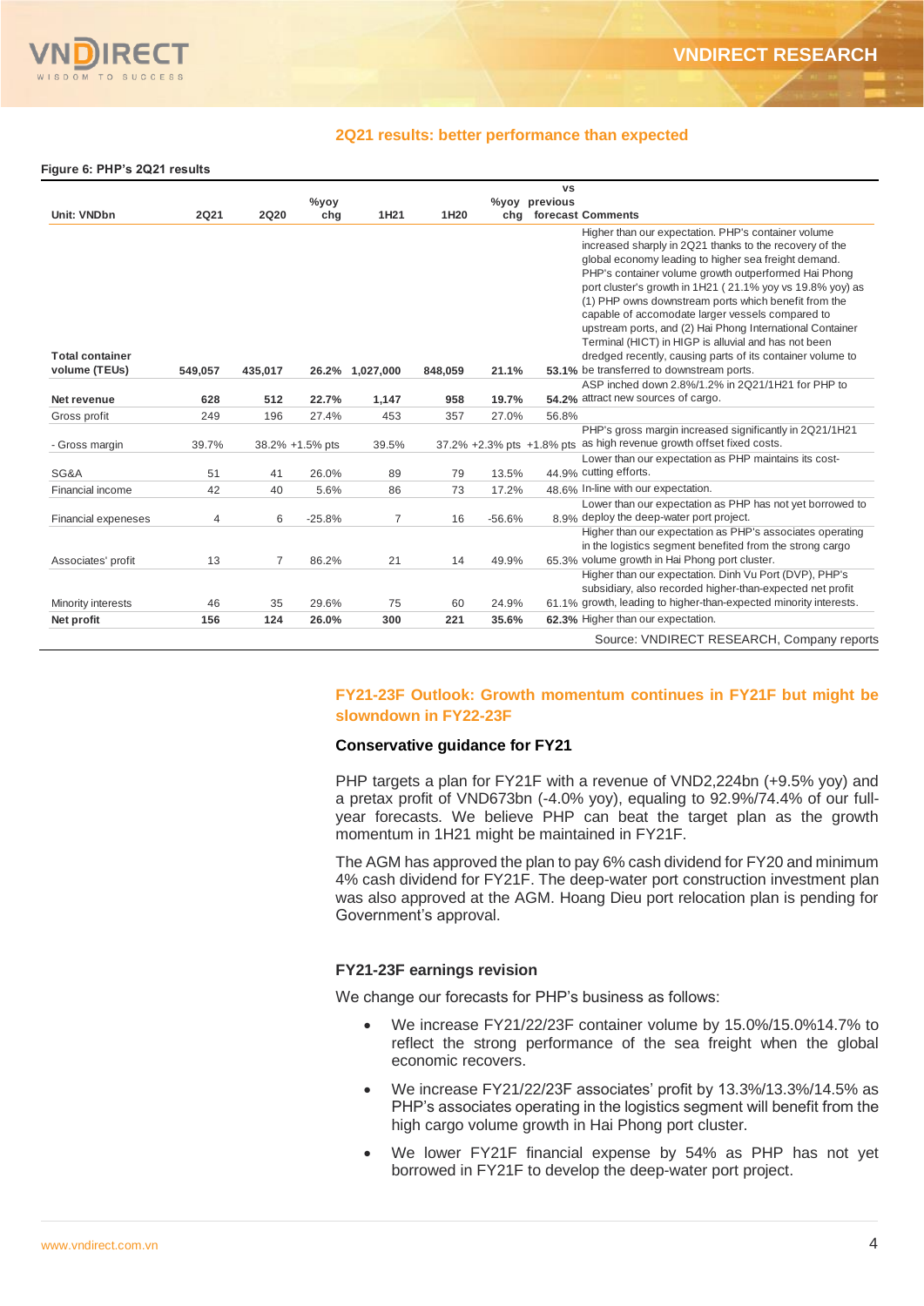## 2Q21 results: better performance than expected

**Figure 6: PHP's 2Q21 results**

| Unit: VNDbn | 2Q21 | 2Q20 | %yoy chg | 1H21 | 1H20 | %yoy chg | vs previous forecast | Comments |
|---|---|---|---|---|---|---|---|---|
| **Total container volume (TEUs)** | 549,057 | 435,017 | 26.2% | 1,027,000 | 848,059 | 21.1% | 53.1% | Higher than our expectation. PHP's container volume increased sharply in 2Q21 thanks to the recovery of the global economy leading to higher sea freight demand. PHP's container volume growth outperformed Hai Phong port cluster's growth in 1H21 ( 21.1% yoy vs 19.8% yoy) as (1) PHP owns downstream ports which benefit from the capable of accomodate larger vessels compared to upstream ports, and (2) Hai Phong International Container Terminal (HICT) in HIGP is alluvial and has not been dredged recently, causing parts of its container volume to be transferred to downstream ports. |
| **Net revenue** | 628 | 512 | 22.7% | 1,147 | 958 | 19.7% | 54.2% | ASP inched down 2.8%/1.2% in 2Q21/1H21 for PHP to attract new sources of cargo. |
| Gross profit | 249 | 196 | 27.4% | 453 | 357 | 27.0% | 56.8% | |
| - Gross margin | 39.7% | 38.2% | +1.5% pts | 39.5% | 37.2% | +2.3% pts | +1.8% pts | PHP's gross margin increased significantly in 2Q21/1H21 as high revenue growth offset fixed costs. |
| SG&A | 51 | 41 | 26.0% | 89 | 79 | 13.5% | 44.9% | Lower than our expectation as PHP maintains its cost-cutting efforts. |
| Financial income | 42 | 40 | 5.6% | 86 | 73 | 17.2% | 48.6% | In-line with our expectation. |
| Financial expeneses | 4 | 6 | -25.8% | 7 | 16 | -56.6% | 8.9% | Lower than our expectation as PHP has not yet borrowed to deploy the deep-water port project. |
| Associates' profit | 13 | 7 | 86.2% | 21 | 14 | 49.9% | 65.3% | Higher than our expectation as PHP's associates operating in the logistics segment benefited from the strong cargo volume growth in Hai Phong port cluster. |
| Minority interests | 46 | 35 | 29.6% | 75 | 60 | 24.9% | 61.1% | Higher than our expectation. Dinh Vu Port (DVP), PHP's subsidiary, also recorded higher-than-expected net profit growth, leading to higher-than-expected minority interests. |
| **Net profit** | 156 | 124 | 26.0% | 300 | 221 | 35.6% | 62.3% | Higher than our expectation. |

Source: VNDIRECT RESEARCH, Company reports

## FY21-23F Outlook: Growth momentum continues in FY21F but might be slowndown in FY22-23F

### Conservative guidance for FY21

PHP targets a plan for FY21F with a revenue of VND2,224bn (+9.5% yoy) and a pretax profit of VND673bn (-4.0% yoy), equaling to 92.9%/74.4% of our full-year forecasts. We believe PHP can beat the target plan as the growth momentum in 1H21 might be maintained in FY21F.

The AGM has approved the plan to pay 6% cash dividend for FY20 and minimum 4% cash dividend for FY21F. The deep-water port construction investment plan was also approved at the AGM. Hoang Dieu port relocation plan is pending for Government's approval.

### FY21-23F earnings revision

We change our forecasts for PHP's business as follows:

- We increase FY21/22/23F container volume by 15.0%/15.0%14.7% to reflect the strong performance of the sea freight when the global economic recovers.
- We increase FY21/22/23F associates' profit by 13.3%/13.3%/14.5% as PHP's associates operating in the logistics segment will benefit from the high cargo volume growth in Hai Phong port cluster.
- We lower FY21F financial expense by 54% as PHP has not yet borrowed in FY21F to develop the deep-water port project.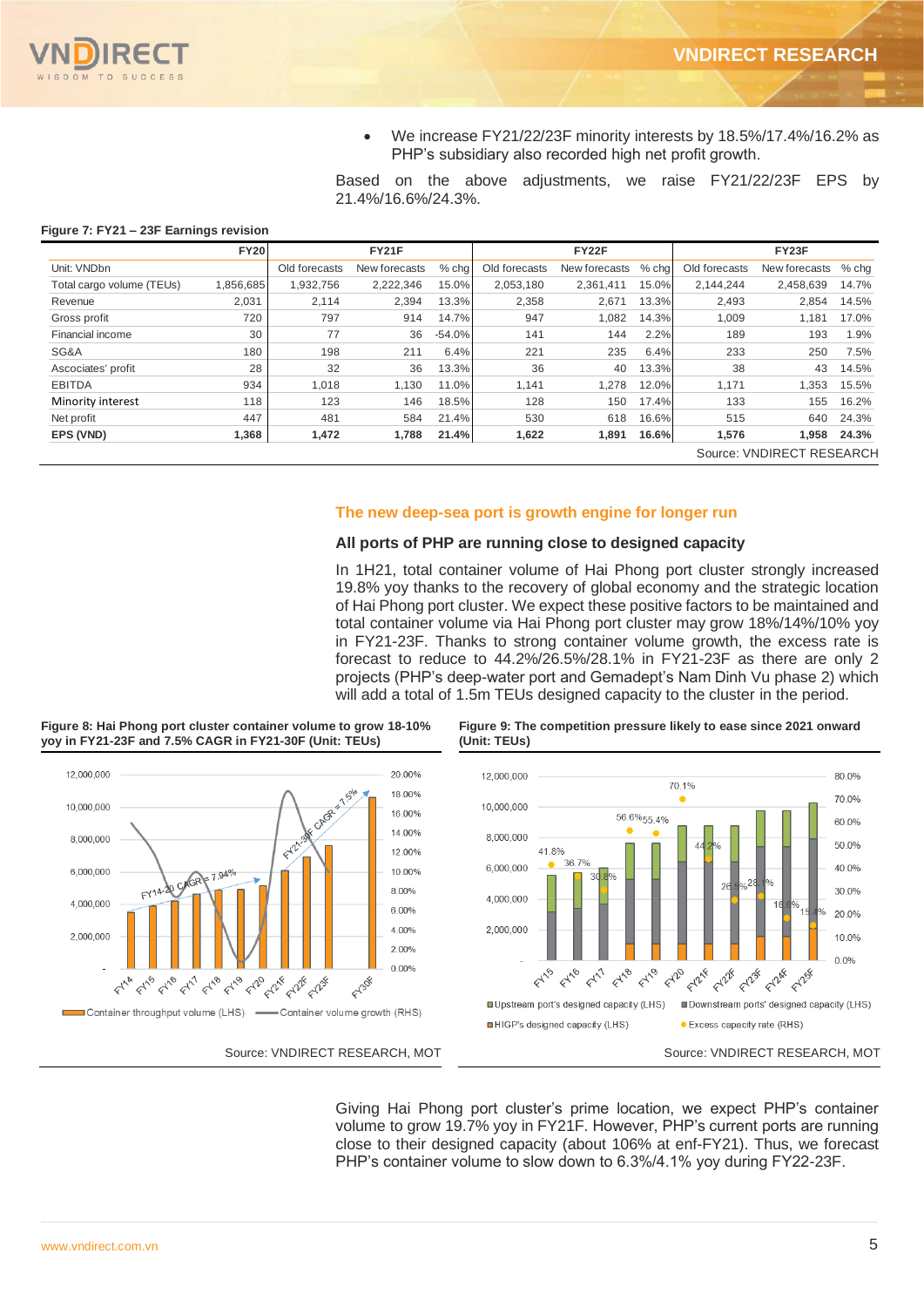- We increase FY21/22/23F minority interests by 18.5%/17.4%/16.2% as PHP's subsidiary also recorded high net profit growth.

Based on the above adjustments, we raise FY21/22/23F EPS by 21.4%/16.6%/24.3%.

**Figure 7: FY21 – 23F Earnings revision**

| | FY20 | FY21F | | | FY22F | | | FY23F | | |
|---|---|---|---|---|---|---|---|---|---|---|
| Unit: VNDbn | | Old forecasts | New forecasts | % chg | Old forecasts | New forecasts | % chg | Old forecasts | New forecasts | % chg |
| Total cargo volume (TEUs) | 1,856,685 | 1,932,756 | 2,222,346 | 15.0% | 2,053,180 | 2,361,411 | 15.0% | 2,144,244 | 2,458,639 | 14.7% |
| Revenue | 2,031 | 2,114 | 2,394 | 13.3% | 2,358 | 2,671 | 13.3% | 2,493 | 2,854 | 14.5% |
| Gross profit | 720 | 797 | 914 | 14.7% | 947 | 1,082 | 14.3% | 1,009 | 1,181 | 17.0% |
| Financial income | 30 | 77 | 36 | -54.0% | 141 | 144 | 2.2% | 189 | 193 | 1.9% |
| SG&A | 180 | 198 | 211 | 6.4% | 221 | 235 | 6.4% | 233 | 250 | 7.5% |
| Associates' profit | 28 | 32 | 36 | 13.3% | 36 | 40 | 13.3% | 38 | 43 | 14.5% |
| EBITDA | 934 | 1,018 | 1,130 | 11.0% | 1,141 | 1,278 | 12.0% | 1,171 | 1,353 | 15.5% |
| Minority interest | 118 | 123 | 146 | 18.5% | 128 | 150 | 17.4% | 133 | 155 | 16.2% |
| Net profit | 447 | 481 | 584 | 21.4% | 530 | 618 | 16.6% | 515 | 640 | 24.3% |
| **EPS (VND)** | **1,368** | **1,472** | **1,788** | **21.4%** | **1,622** | **1,891** | **16.6%** | **1,576** | **1,958** | **24.3%** |

Source: VNDIRECT RESEARCH

## The new deep-sea port is growth engine for longer run

### All ports of PHP are running close to designed capacity

In 1H21, total container volume of Hai Phong port cluster strongly increased 19.8% yoy thanks to the recovery of global economy and the strategic location of Hai Phong port cluster. We expect these positive factors to be maintained and total container volume via Hai Phong port cluster may grow 18%/14%/10% yoy in FY21-23F. Thanks to strong container volume growth, the excess rate is forecast to reduce to 44.2%/26.5%/28.1% in FY21-23F as there are only 2 projects (PHP's deep-water port and Gemadept's Nam Dinh Vu phase 2) which will add a total of 1.5m TEUs designed capacity to the cluster in the period.

**Figure 8: Hai Phong port cluster container volume to grow 18-10% yoy in FY21-23F and 7.5% CAGR in FY21-30F (Unit: TEUs)**

Source: VNDIRECT RESEARCH, MOT

**Figure 9: The competition pressure likely to ease since 2021 onward (Unit: TEUs)**

Source: VNDIRECT RESEARCH, MOT

Giving Hai Phong port cluster's prime location, we expect PHP's container volume to grow 19.7% yoy in FY21F. However, PHP's current ports are running close to their designed capacity (about 106% at enf-FY21). Thus, we forecast PHP's container volume to slow down to 6.3%/4.1% yoy during FY22-23F.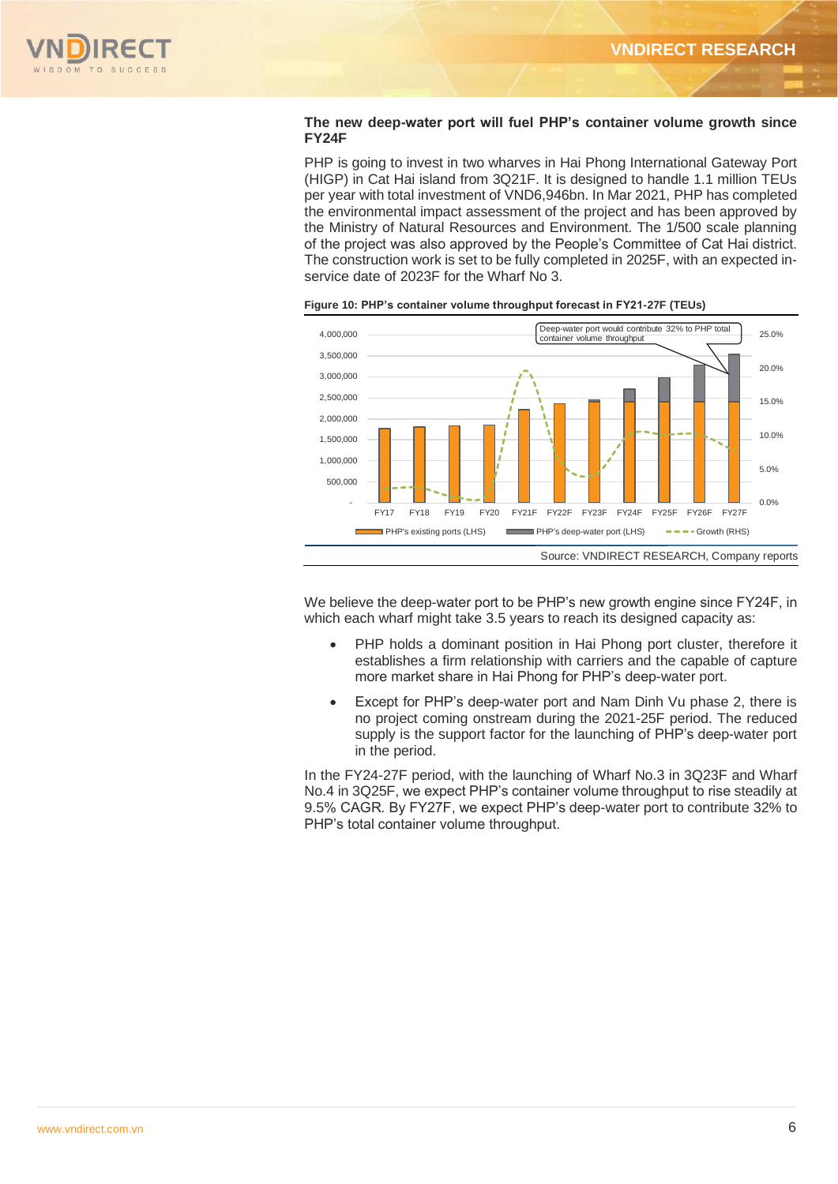**The new deep-water port will fuel PHP's container volume growth since FY24F**

PHP is going to invest in two wharves in Hai Phong International Gateway Port (HIGP) in Cat Hai island from 3Q21F. It is designed to handle 1.1 million TEUs per year with total investment of VND6,946bn. In Mar 2021, PHP has completed the environmental impact assessment of the project and has been approved by the Ministry of Natural Resources and Environment. The 1/500 scale planning of the project was also approved by the People's Committee of Cat Hai district. The construction work is set to be fully completed in 2025F, with an expected in-service date of 2023F for the Wharf No 3.

**Figure 10: PHP's container volume throughput forecast in FY21-27F (TEUs)**

Source: VNDIRECT RESEARCH, Company reports

We believe the deep-water port to be PHP's new growth engine since FY24F, in which each wharf might take 3.5 years to reach its designed capacity as:

- PHP holds a dominant position in Hai Phong port cluster, therefore it establishes a firm relationship with carriers and the capable of capture more market share in Hai Phong for PHP's deep-water port.
- Except for PHP's deep-water port and Nam Dinh Vu phase 2, there is no project coming onstream during the 2021-25F period. The reduced supply is the support factor for the launching of PHP's deep-water port in the period.

In the FY24-27F period, with the launching of Wharf No.3 in 3Q23F and Wharf No.4 in 3Q25F, we expect PHP's container volume throughput to rise steadily at 9.5% CAGR. By FY27F, we expect PHP's deep-water port to contribute 32% to PHP's total container volume throughput.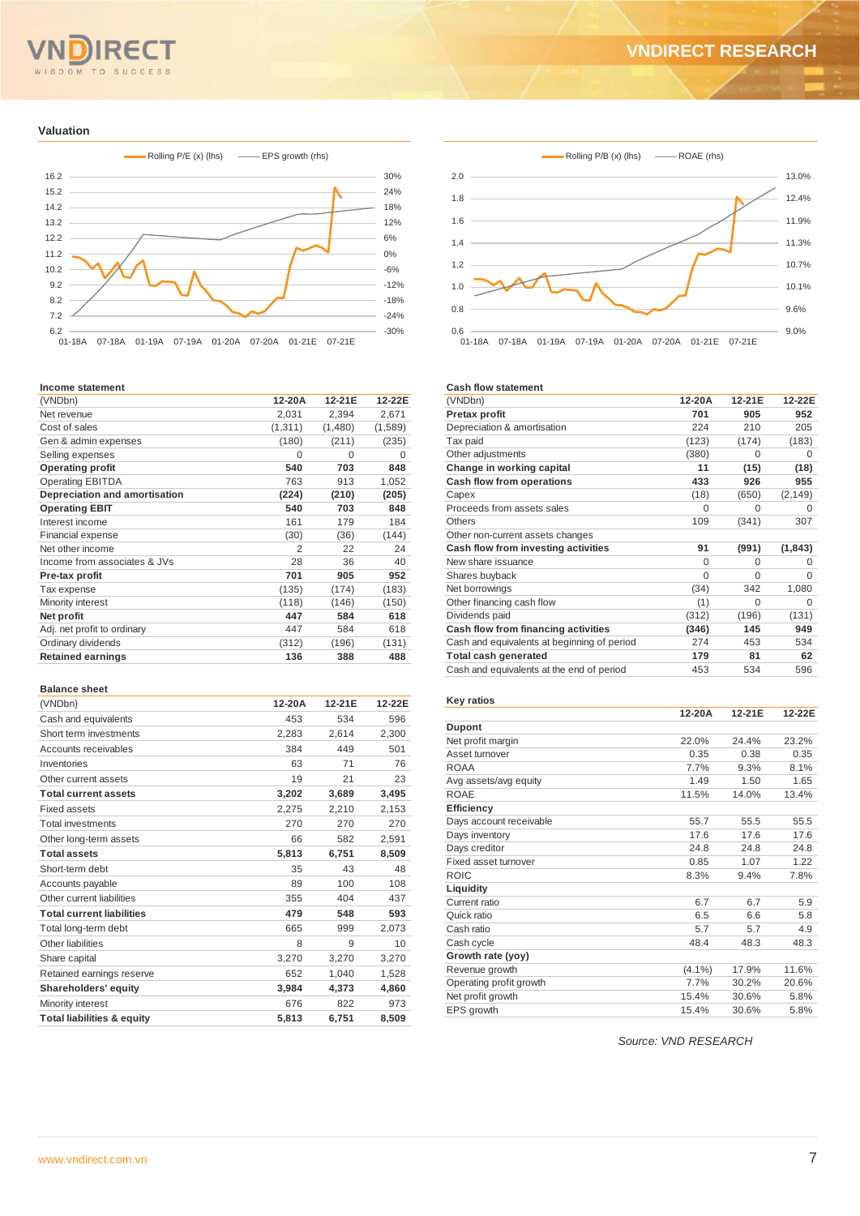## Valuation

Rolling P/E (x) (lhs) — EPS growth (rhs)

Rolling P/B (x) (lhs) — ROAE (rhs)

### Income statement

| (VNDbn) | 12-20A | 12-21E | 12-22E |
|---|---|---|---|
| Net revenue | 2,031 | 2,394 | 2,671 |
| Cost of sales | (1,311) | (1,480) | (1,589) |
| Gen & admin expenses | (180) | (211) | (235) |
| Selling expenses | 0 | 0 | 0 |
| **Operating profit** | **540** | **703** | **848** |
| Operating EBITDA | 763 | 913 | 1,052 |
| **Depreciation and amortisation** | **(224)** | **(210)** | **(205)** |
| **Operating EBIT** | **540** | **703** | **848** |
| Interest income | 161 | 179 | 184 |
| Financial expense | (30) | (36) | (144) |
| Net other income | 2 | 22 | 24 |
| Income from associates & JVs | 28 | 36 | 40 |
| **Pre-tax profit** | **701** | **905** | **952** |
| Tax expense | (135) | (174) | (183) |
| Minority interest | (118) | (146) | (150) |
| **Net profit** | **447** | **584** | **618** |
| Adj. net profit to ordinary | 447 | 584 | 618 |
| Ordinary dividends | (312) | (196) | (131) |
| **Retained earnings** | **136** | **388** | **488** |

### Balance sheet

| (VNDbn) | 12-20A | 12-21E | 12-22E |
|---|---|---|---|
| Cash and equivalents | 453 | 534 | 596 |
| Short term investments | 2,283 | 2,614 | 2,300 |
| Accounts receivables | 384 | 449 | 501 |
| Inventories | 63 | 71 | 76 |
| Other current assets | 19 | 21 | 23 |
| **Total current assets** | **3,202** | **3,689** | **3,495** |
| Fixed assets | 2,275 | 2,210 | 2,153 |
| Total investments | 270 | 270 | 270 |
| Other long-term assets | 66 | 582 | 2,591 |
| **Total assets** | **5,813** | **6,751** | **8,509** |
| Short-term debt | 35 | 43 | 48 |
| Accounts payable | 89 | 100 | 108 |
| Other current liabilities | 355 | 404 | 437 |
| **Total current liabilities** | **479** | **548** | **593** |
| Total long-term debt | 665 | 999 | 2,073 |
| Other liabilities | 8 | 9 | 10 |
| Share capital | 3,270 | 3,270 | 3,270 |
| Retained earnings reserve | 652 | 1,040 | 1,528 |
| **Shareholders' equity** | **3,984** | **4,373** | **4,860** |
| Minority interest | 676 | 822 | 973 |
| **Total liabilities & equity** | **5,813** | **6,751** | **8,509** |

### Cash flow statement

| (VNDbn) | 12-20A | 12-21E | 12-22E |
|---|---|---|---|
| **Pretax profit** | **701** | **905** | **952** |
| Depreciation & amortisation | 224 | 210 | 205 |
| Tax paid | (123) | (174) | (183) |
| Other adjustments | (380) | 0 | 0 |
| **Change in working capital** | **11** | **(15)** | **(18)** |
| **Cash flow from operations** | **433** | **926** | **955** |
| Capex | (18) | (650) | (2,149) |
| Proceeds from assets sales | 0 | 0 | 0 |
| Others | 109 | (341) | 307 |
| Other non-current assets changes | | | |
| **Cash flow from investing activities** | **91** | **(991)** | **(1,843)** |
| New share issuance | 0 | 0 | 0 |
| Shares buyback | 0 | 0 | 0 |
| Net borrowings | (34) | 342 | 1,080 |
| Other financing cash flow | (1) | 0 | 0 |
| Dividends paid | (312) | (196) | (131) |
| **Cash flow from financing activities** | **(346)** | **145** | **949** |
| Cash and equivalents at beginning of period | 274 | 453 | 534 |
| **Total cash generated** | **179** | **81** | **62** |
| Cash and equivalents at the end of period | 453 | 534 | 596 |

### Key ratios

| | 12-20A | 12-21E | 12-22E |
|---|---|---|---|
| **Dupont** | | | |
| Net profit margin | 22.0% | 24.4% | 23.2% |
| Asset turnover | 0.35 | 0.38 | 0.35 |
| ROAA | 7.7% | 9.3% | 8.1% |
| Avg assets/avg equity | 1.49 | 1.50 | 1.65 |
| ROAE | 11.5% | 14.0% | 13.4% |
| **Efficiency** | | | |
| Days account receivable | 55.7 | 55.5 | 55.5 |
| Days inventory | 17.6 | 17.6 | 17.6 |
| Days creditor | 24.8 | 24.8 | 24.8 |
| Fixed asset turnover | 0.85 | 1.07 | 1.22 |
| ROIC | 8.3% | 9.4% | 7.8% |
| **Liquidity** | | | |
| Current ratio | 6.7 | 6.7 | 5.9 |
| Quick ratio | 6.5 | 6.6 | 5.8 |
| Cash ratio | 5.7 | 5.7 | 4.9 |
| Cash cycle | 48.4 | 48.3 | 48.3 |
| **Growth rate (yoy)** | | | |
| Revenue growth | (4.1%) | 17.9% | 11.6% |
| Operating profit growth | 7.7% | 30.2% | 20.6% |
| Net profit growth | 15.4% | 30.6% | 5.8% |
| EPS growth | 15.4% | 30.6% | 5.8% |

*Source: VND RESEARCH*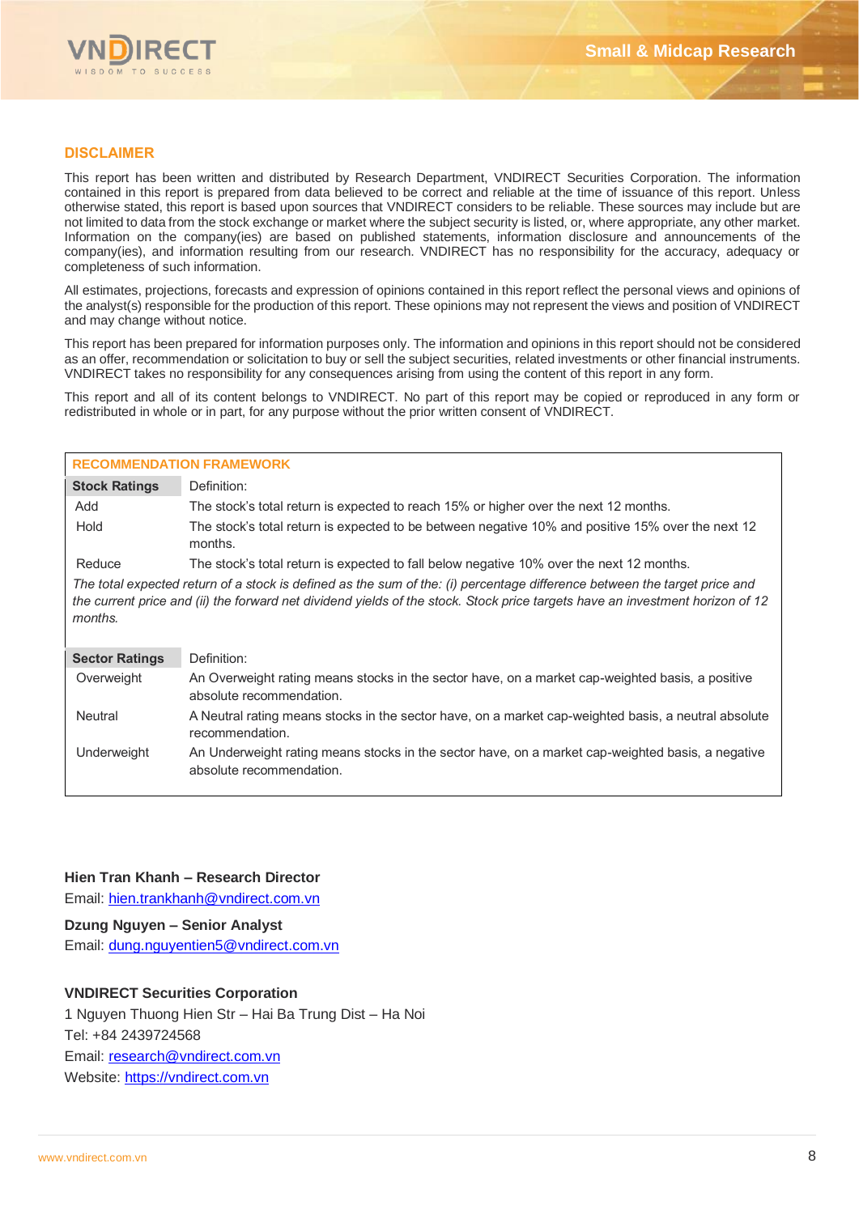## DISCLAIMER

This report has been written and distributed by Research Department, VNDIRECT Securities Corporation. The information contained in this report is prepared from data believed to be correct and reliable at the time of issuance of this report. Unless otherwise stated, this report is based upon sources that VNDIRECT considers to be reliable. These sources may include but are not limited to data from the stock exchange or market where the subject security is listed, or, where appropriate, any other market. Information on the company(ies) are based on published statements, information disclosure and announcements of the company(ies), and information resulting from our research. VNDIRECT has no responsibility for the accuracy, adequacy or completeness of such information.

All estimates, projections, forecasts and expression of opinions contained in this report reflect the personal views and opinions of the analyst(s) responsible for the production of this report. These opinions may not represent the views and position of VNDIRECT and may change without notice.

This report has been prepared for information purposes only. The information and opinions in this report should not be considered as an offer, recommendation or solicitation to buy or sell the subject securities, related investments or other financial instruments. VNDIRECT takes no responsibility for any consequences arising from using the content of this report in any form.

This report and all of its content belongs to VNDIRECT. No part of this report may be copied or reproduced in any form or redistributed in whole or in part, for any purpose without the prior written consent of VNDIRECT.

### RECOMMENDATION FRAMEWORK

| **Stock Ratings** | Definition: |
|---|---|
| Add | The stock's total return is expected to reach 15% or higher over the next 12 months. |
| Hold | The stock's total return is expected to be between negative 10% and positive 15% over the next 12 months. |
| Reduce | The stock's total return is expected to fall below negative 10% over the next 12 months. |

*The total expected return of a stock is defined as the sum of the: (i) percentage difference between the target price and the current price and (ii) the forward net dividend yields of the stock. Stock price targets have an investment horizon of 12 months.*

| **Sector Ratings** | Definition: |
|---|---|
| Overweight | An Overweight rating means stocks in the sector have, on a market cap-weighted basis, a positive absolute recommendation. |
| Neutral | A Neutral rating means stocks in the sector have, on a market cap-weighted basis, a neutral absolute recommendation. |
| Underweight | An Underweight rating means stocks in the sector have, on a market cap-weighted basis, a negative absolute recommendation. |

**Hien Tran Khanh – Research Director**
Email: hien.trankhanh@vndirect.com.vn

**Dzung Nguyen – Senior Analyst**
Email: dung.nguyentien5@vndirect.com.vn

**VNDIRECT Securities Corporation**
1 Nguyen Thuong Hien Str – Hai Ba Trung Dist – Ha Noi
Tel: +84 2439724568
Email: research@vndirect.com.vn
Website: https://vndirect.com.vn